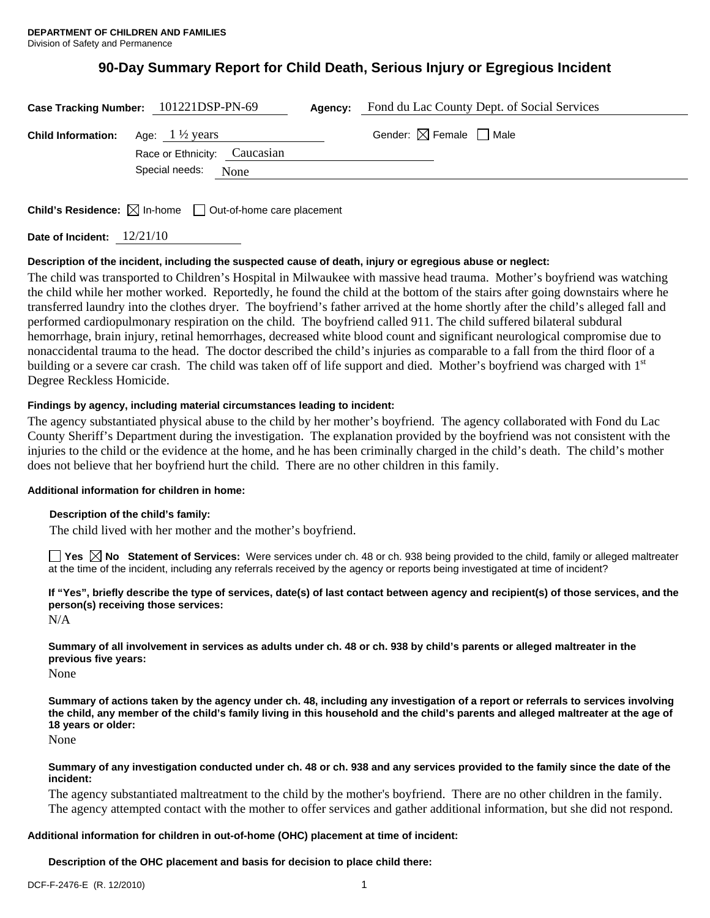**DEPARTMENT OF CHILDREN AND FAMILIES**
Division of Safety and Permanence

# 90-Day Summary Report for Child Death, Serious Injury or Egregious Incident

**Case Tracking Number:** 101221DSP-PN-69 **Agency:** Fond du Lac County Dept. of Social Services

**Child Information:** Age: 1 ½ years Gender: ☒ Female ☐ Male

Race or Ethnicity: Caucasian

Special needs: None

**Child's Residence:** ☒ In-home ☐ Out-of-home care placement

**Date of Incident:** 12/21/10

**Description of the incident, including the suspected cause of death, injury or egregious abuse or neglect:**

The child was transported to Children's Hospital in Milwaukee with massive head trauma. Mother's boyfriend was watching the child while her mother worked. Reportedly, he found the child at the bottom of the stairs after going downstairs where he transferred laundry into the clothes dryer. The boyfriend's father arrived at the home shortly after the child's alleged fall and performed cardiopulmonary respiration on the child. The boyfriend called 911. The child suffered bilateral subdural hemorrhage, brain injury, retinal hemorrhages, decreased white blood count and significant neurological compromise due to nonaccidental trauma to the head. The doctor described the child's injuries as comparable to a fall from the third floor of a building or a severe car crash. The child was taken off of life support and died. Mother's boyfriend was charged with 1st Degree Reckless Homicide.

**Findings by agency, including material circumstances leading to incident:**

The agency substantiated physical abuse to the child by her mother's boyfriend. The agency collaborated with Fond du Lac County Sheriff's Department during the investigation. The explanation provided by the boyfriend was not consistent with the injuries to the child or the evidence at the home, and he has been criminally charged in the child's death. The child's mother does not believe that her boyfriend hurt the child. There are no other children in this family.

**Additional information for children in home:**

**Description of the child's family:**

The child lived with her mother and the mother's boyfriend.

☐ **Yes** ☒ **No** **Statement of Services:** Were services under ch. 48 or ch. 938 being provided to the child, family or alleged maltreater at the time of the incident, including any referrals received by the agency or reports being investigated at time of incident?

**If "Yes", briefly describe the type of services, date(s) of last contact between agency and recipient(s) of those services, and the person(s) receiving those services:**

N/A

**Summary of all involvement in services as adults under ch. 48 or ch. 938 by child's parents or alleged maltreater in the previous five years:**

None

**Summary of actions taken by the agency under ch. 48, including any investigation of a report or referrals to services involving the child, any member of the child's family living in this household and the child's parents and alleged maltreater at the age of 18 years or older:**

None

**Summary of any investigation conducted under ch. 48 or ch. 938 and any services provided to the family since the date of the incident:**

The agency substantiated maltreatment to the child by the mother's boyfriend. There are no other children in the family. The agency attempted contact with the mother to offer services and gather additional information, but she did not respond.

**Additional information for children in out-of-home (OHC) placement at time of incident:**

**Description of the OHC placement and basis for decision to place child there:**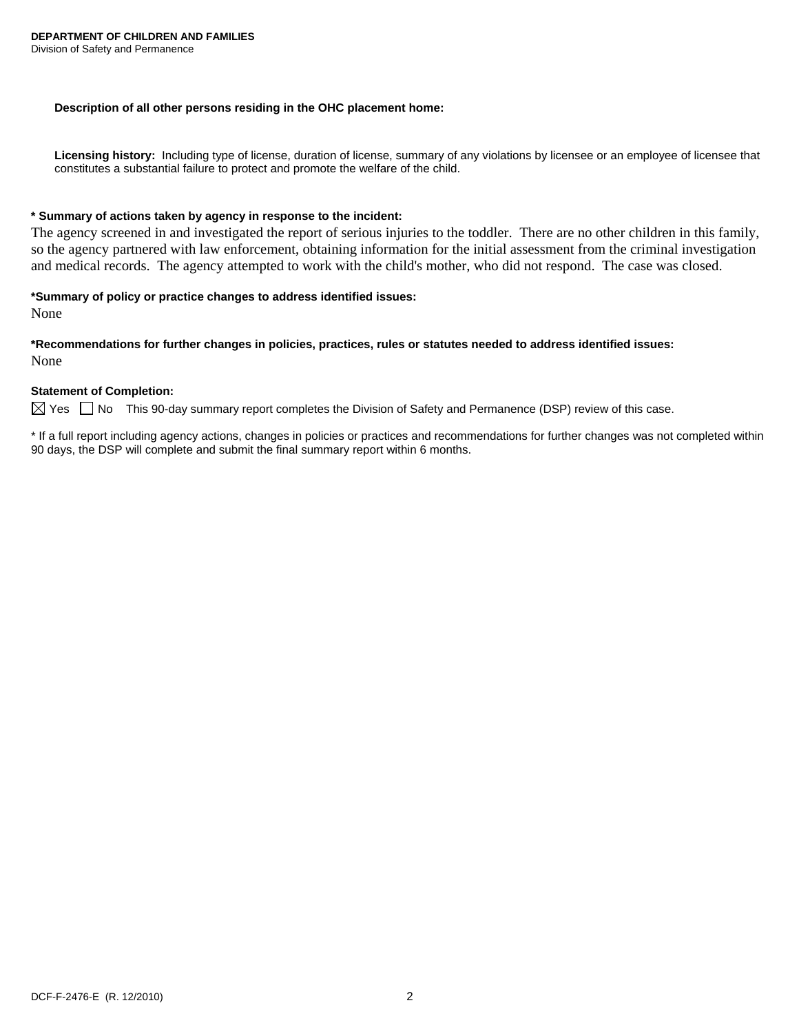**Description of all other persons residing in the OHC placement home:**

**Licensing history:** Including type of license, duration of license, summary of any violations by licensee or an employee of licensee that constitutes a substantial failure to protect and promote the welfare of the child.

**\* Summary of actions taken by agency in response to the incident:**

The agency screened in and investigated the report of serious injuries to the toddler. There are no other children in this family, so the agency partnered with law enforcement, obtaining information for the initial assessment from the criminal investigation and medical records. The agency attempted to work with the child's mother, who did not respond. The case was closed.

**\*Summary of policy or practice changes to address identified issues:**

None

**\*Recommendations for further changes in policies, practices, rules or statutes needed to address identified issues:**

None

**Statement of Completion:**

☒ Yes ☐ No This 90-day summary report completes the Division of Safety and Permanence (DSP) review of this case.

\* If a full report including agency actions, changes in policies or practices and recommendations for further changes was not completed within 90 days, the DSP will complete and submit the final summary report within 6 months.